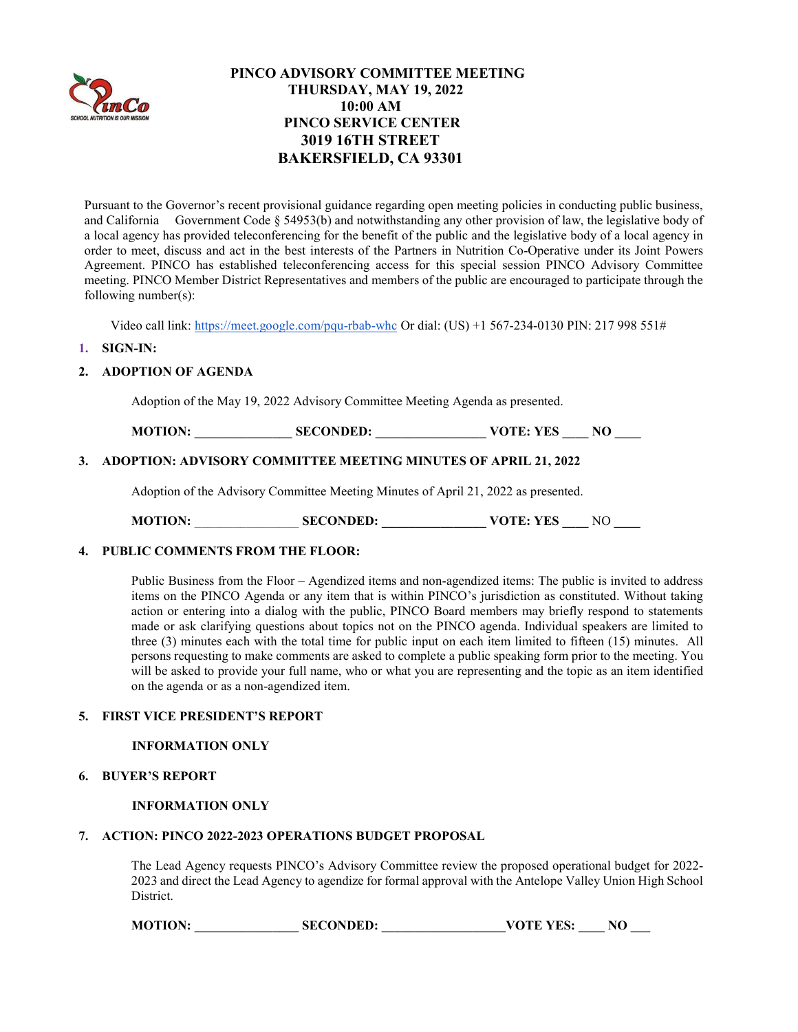# PINCO ADVISORY COMMITTEE MEETING
## THURSDAY, MAY 19, 2022
## 10:00 AM
## PINCO SERVICE CENTER
## 3019 16TH STREET
## BAKERSFIELD, CA 93301

Pursuant to the Governor's recent provisional guidance regarding open meeting policies in conducting public business, and California Government Code § 54953(b) and notwithstanding any other provision of law, the legislative body of a local agency has provided teleconferencing for the benefit of the public and the legislative body of a local agency in order to meet, discuss and act in the best interests of the Partners in Nutrition Co-Operative under its Joint Powers Agreement. PINCO has established teleconferencing access for this special session PINCO Advisory Committee meeting. PINCO Member District Representatives and members of the public are encouraged to participate through the following number(s):

Video call link: https://meet.google.com/pqu-rbab-whc Or dial: (US) +1 567-234-0130 PIN: 217 998 551#

1. **SIGN-IN:**

2. **ADOPTION OF AGENDA**

   Adoption of the May 19, 2022 Advisory Committee Meeting Agenda as presented.

   **MOTION: _______________ SECONDED: _________________ VOTE: YES ____ NO ____**

3. **ADOPTION: ADVISORY COMMITTEE MEETING MINUTES OF APRIL 21, 2022**

   Adoption of the Advisory Committee Meeting Minutes of April 21, 2022 as presented.

   **MOTION: _______________ SECONDED: ________________ VOTE: YES ____** NO **____**

4. **PUBLIC COMMENTS FROM THE FLOOR:**

   Public Business from the Floor – Agendized items and non-agendized items: The public is invited to address items on the PINCO Agenda or any item that is within PINCO's jurisdiction as constituted. Without taking action or entering into a dialog with the public, PINCO Board members may briefly respond to statements made or ask clarifying questions about topics not on the PINCO agenda. Individual speakers are limited to three (3) minutes each with the total time for public input on each item limited to fifteen (15) minutes. All persons requesting to make comments are asked to complete a public speaking form prior to the meeting. You will be asked to provide your full name, who or what you are representing and the topic as an item identified on the agenda or as a non-agendized item.

5. **FIRST VICE PRESIDENT'S REPORT**

   **INFORMATION ONLY**

6. **BUYER'S REPORT**

   **INFORMATION ONLY**

7. **ACTION: PINCO 2022-2023 OPERATIONS BUDGET PROPOSAL**

   The Lead Agency requests PINCO's Advisory Committee review the proposed operational budget for 2022-2023 and direct the Lead Agency to agendize for formal approval with the Antelope Valley Union High School District.

   **MOTION: ________________ SECONDED: ___________________VOTE YES: ____ NO ___**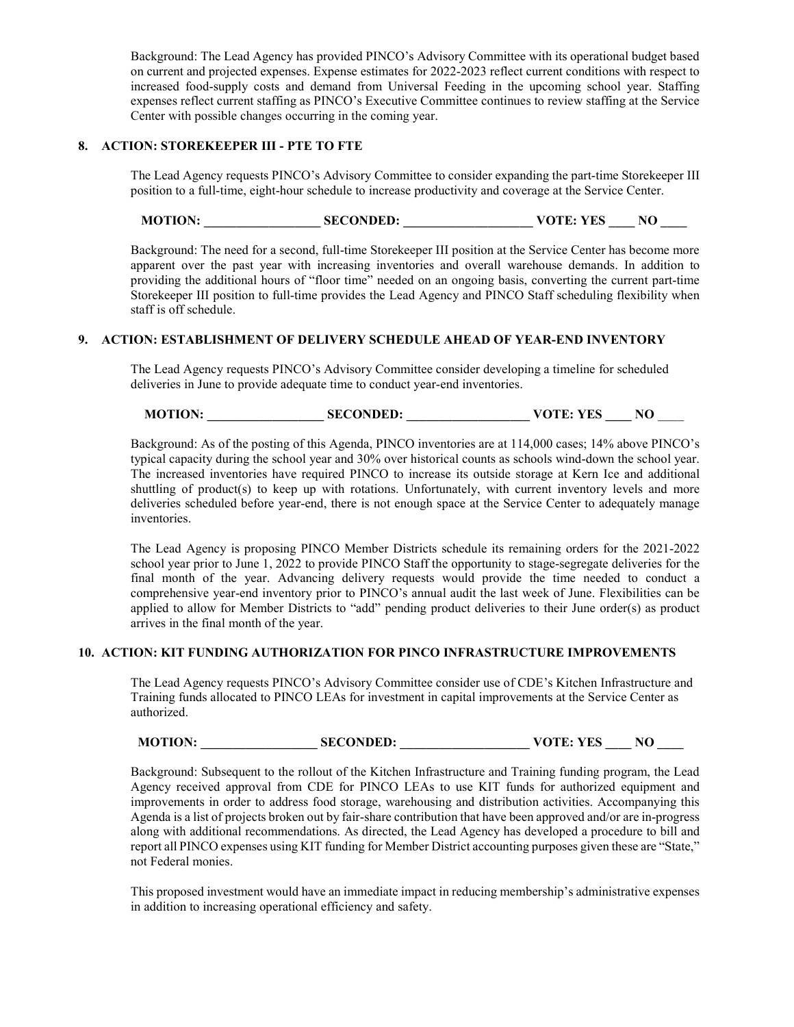Background: The Lead Agency has provided PINCO's Advisory Committee with its operational budget based on current and projected expenses. Expense estimates for 2022-2023 reflect current conditions with respect to increased food-supply costs and demand from Universal Feeding in the upcoming school year. Staffing expenses reflect current staffing as PINCO's Executive Committee continues to review staffing at the Service Center with possible changes occurring in the coming year.

## 8. ACTION: STOREKEEPER III - PTE TO FTE

The Lead Agency requests PINCO's Advisory Committee to consider expanding the part-time Storekeeper III position to a full-time, eight-hour schedule to increase productivity and coverage at the Service Center.

**MOTION: __________________ SECONDED: ____________________ VOTE: YES ____ NO ____**

Background: The need for a second, full-time Storekeeper III position at the Service Center has become more apparent over the past year with increasing inventories and overall warehouse demands. In addition to providing the additional hours of "floor time" needed on an ongoing basis, converting the current part-time Storekeeper III position to full-time provides the Lead Agency and PINCO Staff scheduling flexibility when staff is off schedule.

## 9. ACTION: ESTABLISHMENT OF DELIVERY SCHEDULE AHEAD OF YEAR-END INVENTORY

The Lead Agency requests PINCO's Advisory Committee consider developing a timeline for scheduled deliveries in June to provide adequate time to conduct year-end inventories.

**MOTION: __________________ SECONDED: ___________________ VOTE: YES ____ NO ____**

Background: As of the posting of this Agenda, PINCO inventories are at 114,000 cases; 14% above PINCO's typical capacity during the school year and 30% over historical counts as schools wind-down the school year. The increased inventories have required PINCO to increase its outside storage at Kern Ice and additional shuttling of product(s) to keep up with rotations. Unfortunately, with current inventory levels and more deliveries scheduled before year-end, there is not enough space at the Service Center to adequately manage inventories.

The Lead Agency is proposing PINCO Member Districts schedule its remaining orders for the 2021-2022 school year prior to June 1, 2022 to provide PINCO Staff the opportunity to stage-segregate deliveries for the final month of the year. Advancing delivery requests would provide the time needed to conduct a comprehensive year-end inventory prior to PINCO's annual audit the last week of June. Flexibilities can be applied to allow for Member Districts to "add" pending product deliveries to their June order(s) as product arrives in the final month of the year.

## 10. ACTION: KIT FUNDING AUTHORIZATION FOR PINCO INFRASTRUCTURE IMPROVEMENTS

The Lead Agency requests PINCO's Advisory Committee consider use of CDE's Kitchen Infrastructure and Training funds allocated to PINCO LEAs for investment in capital improvements at the Service Center as authorized.

**MOTION: __________________ SECONDED: ____________________ VOTE: YES ____ NO ____**

Background: Subsequent to the rollout of the Kitchen Infrastructure and Training funding program, the Lead Agency received approval from CDE for PINCO LEAs to use KIT funds for authorized equipment and improvements in order to address food storage, warehousing and distribution activities. Accompanying this Agenda is a list of projects broken out by fair-share contribution that have been approved and/or are in-progress along with additional recommendations. As directed, the Lead Agency has developed a procedure to bill and report all PINCO expenses using KIT funding for Member District accounting purposes given these are "State," not Federal monies.

This proposed investment would have an immediate impact in reducing membership's administrative expenses in addition to increasing operational efficiency and safety.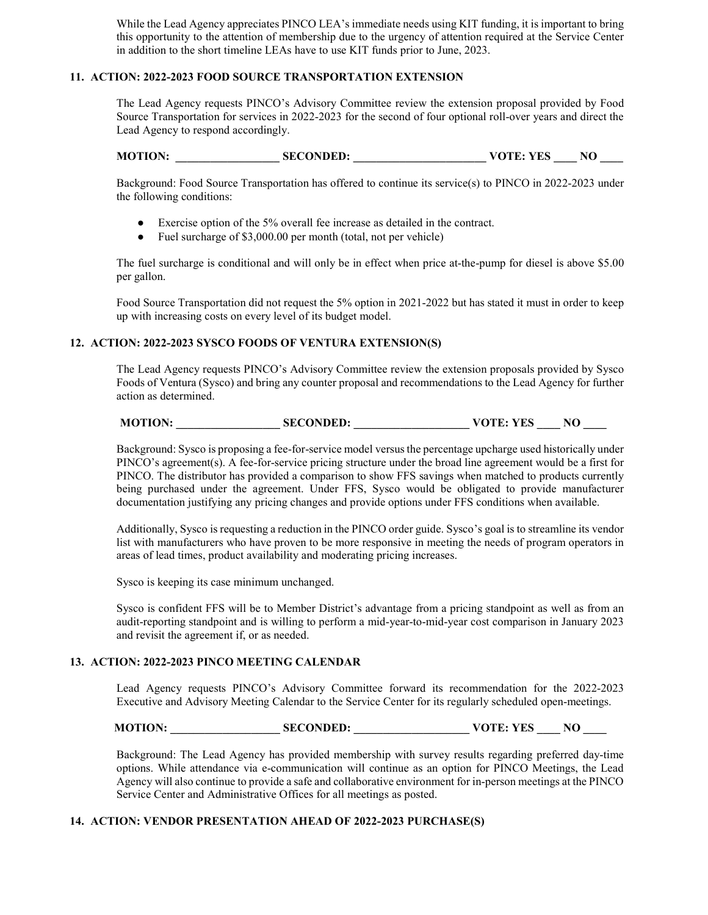While the Lead Agency appreciates PINCO LEA's immediate needs using KIT funding, it is important to bring this opportunity to the attention of membership due to the urgency of attention required at the Service Center in addition to the short timeline LEAs have to use KIT funds prior to June, 2023.

### 11. ACTION: 2022-2023 FOOD SOURCE TRANSPORTATION EXTENSION

The Lead Agency requests PINCO's Advisory Committee review the extension proposal provided by Food Source Transportation for services in 2022-2023 for the second of four optional roll-over years and direct the Lead Agency to respond accordingly.

**MOTION: __________________ SECONDED: ______________________ VOTE: YES ____ NO ____**

Background: Food Source Transportation has offered to continue its service(s) to PINCO in 2022-2023 under the following conditions:

- Exercise option of the 5% overall fee increase as detailed in the contract.
- Fuel surcharge of $3,000.00 per month (total, not per vehicle)

The fuel surcharge is conditional and will only be in effect when price at-the-pump for diesel is above $5.00 per gallon.

Food Source Transportation did not request the 5% option in 2021-2022 but has stated it must in order to keep up with increasing costs on every level of its budget model.

### 12. ACTION: 2022-2023 SYSCO FOODS OF VENTURA EXTENSION(S)

The Lead Agency requests PINCO's Advisory Committee review the extension proposals provided by Sysco Foods of Ventura (Sysco) and bring any counter proposal and recommendations to the Lead Agency for further action as determined.

**MOTION: __________________ SECONDED: ____________________ VOTE: YES ____ NO ____**

Background: Sysco is proposing a fee-for-service model versus the percentage upcharge used historically under PINCO's agreement(s). A fee-for-service pricing structure under the broad line agreement would be a first for PINCO. The distributor has provided a comparison to show FFS savings when matched to products currently being purchased under the agreement. Under FFS, Sysco would be obligated to provide manufacturer documentation justifying any pricing changes and provide options under FFS conditions when available.

Additionally, Sysco is requesting a reduction in the PINCO order guide. Sysco's goal is to streamline its vendor list with manufacturers who have proven to be more responsive in meeting the needs of program operators in areas of lead times, product availability and moderating pricing increases.

Sysco is keeping its case minimum unchanged.

Sysco is confident FFS will be to Member District's advantage from a pricing standpoint as well as from an audit-reporting standpoint and is willing to perform a mid-year-to-mid-year cost comparison in January 2023 and revisit the agreement if, or as needed.

### 13. ACTION: 2022-2023 PINCO MEETING CALENDAR

Lead Agency requests PINCO's Advisory Committee forward its recommendation for the 2022-2023 Executive and Advisory Meeting Calendar to the Service Center for its regularly scheduled open-meetings.

**MOTION: ___________________ SECONDED: ___________________ VOTE: YES ____ NO ____**

Background: The Lead Agency has provided membership with survey results regarding preferred day-time options. While attendance via e-communication will continue as an option for PINCO Meetings, the Lead Agency will also continue to provide a safe and collaborative environment for in-person meetings at the PINCO Service Center and Administrative Offices for all meetings as posted.

### 14. ACTION: VENDOR PRESENTATION AHEAD OF 2022-2023 PURCHASE(S)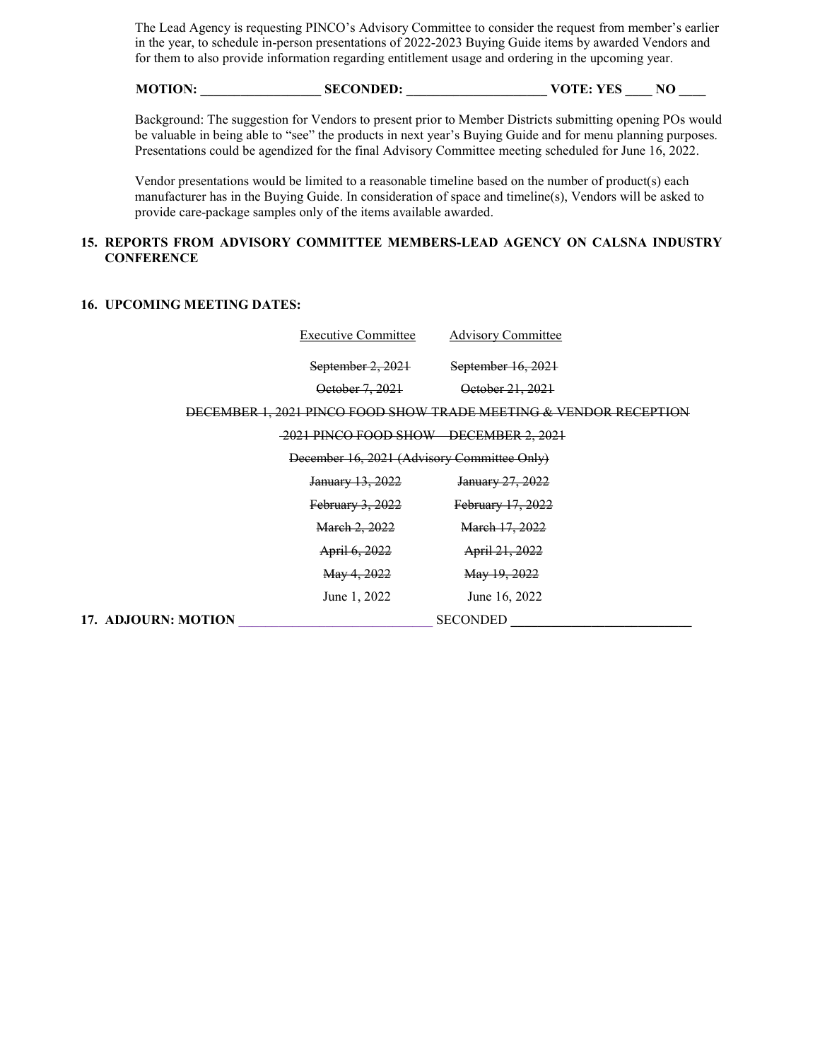The Lead Agency is requesting PINCO's Advisory Committee to consider the request from member's earlier in the year, to schedule in-person presentations of 2022-2023 Buying Guide items by awarded Vendors and for them to also provide information regarding entitlement usage and ordering in the upcoming year.

**MOTION: __________________ SECONDED: _____________________ VOTE: YES ____ NO ____**

Background: The suggestion for Vendors to present prior to Member Districts submitting opening POs would be valuable in being able to "see" the products in next year's Buying Guide and for menu planning purposes. Presentations could be agendized for the final Advisory Committee meeting scheduled for June 16, 2022.

Vendor presentations would be limited to a reasonable timeline based on the number of product(s) each manufacturer has in the Buying Guide. In consideration of space and timeline(s), Vendors will be asked to provide care-package samples only of the items available awarded.

**15. REPORTS FROM ADVISORY COMMITTEE MEMBERS-LEAD AGENCY ON CALSNA INDUSTRY CONFERENCE**

**16. UPCOMING MEETING DATES:**

| Executive Committee | Advisory Committee |
|---|---|
| ~~September 2, 2021~~ | ~~September 16, 2021~~ |
| ~~October 7, 2021~~ | ~~October 21, 2021~~ |
| ~~DECEMBER 1, 2021 PINCO FOOD SHOW TRADE MEETING & VENDOR RECEPTION~~ | |
| ~~2021 PINCO FOOD SHOW – DECEMBER 2, 2021~~ | |
| ~~December 16, 2021 (Advisory Committee Only)~~ | |
| ~~January 13, 2022~~ | ~~January 27, 2022~~ |
| ~~February 3, 2022~~ | ~~February 17, 2022~~ |
| ~~March 2, 2022~~ | ~~March 17, 2022~~ |
| ~~April 6, 2022~~ | ~~April 21, 2022~~ |
| ~~May 4, 2022~~ | ~~May 19, 2022~~ |
| June 1, 2022 | June 16, 2022 |

**17. ADJOURN: MOTION** ____________________________ SECONDED ____________________________